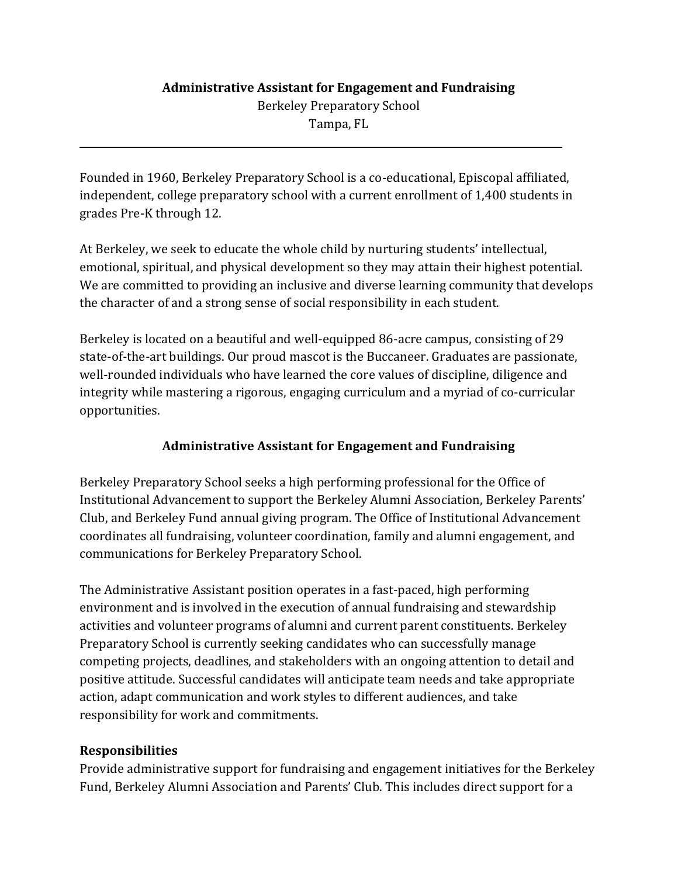# Administrative Assistant for Engagement and Fundraising

Berkeley Preparatory School
Tampa, FL

---

Founded in 1960, Berkeley Preparatory School is a co-educational, Episcopal affiliated, independent, college preparatory school with a current enrollment of 1,400 students in grades Pre-K through 12.

At Berkeley, we seek to educate the whole child by nurturing students' intellectual, emotional, spiritual, and physical development so they may attain their highest potential. We are committed to providing an inclusive and diverse learning community that develops the character of and a strong sense of social responsibility in each student.

Berkeley is located on a beautiful and well-equipped 86-acre campus, consisting of 29 state-of-the-art buildings. Our proud mascot is the Buccaneer. Graduates are passionate, well-rounded individuals who have learned the core values of discipline, diligence and integrity while mastering a rigorous, engaging curriculum and a myriad of co-curricular opportunities.

## Administrative Assistant for Engagement and Fundraising

Berkeley Preparatory School seeks a high performing professional for the Office of Institutional Advancement to support the Berkeley Alumni Association, Berkeley Parents' Club, and Berkeley Fund annual giving program. The Office of Institutional Advancement coordinates all fundraising, volunteer coordination, family and alumni engagement, and communications for Berkeley Preparatory School.

The Administrative Assistant position operates in a fast-paced, high performing environment and is involved in the execution of annual fundraising and stewardship activities and volunteer programs of alumni and current parent constituents. Berkeley Preparatory School is currently seeking candidates who can successfully manage competing projects, deadlines, and stakeholders with an ongoing attention to detail and positive attitude. Successful candidates will anticipate team needs and take appropriate action, adapt communication and work styles to different audiences, and take responsibility for work and commitments.

### Responsibilities

Provide administrative support for fundraising and engagement initiatives for the Berkeley Fund, Berkeley Alumni Association and Parents' Club. This includes direct support for a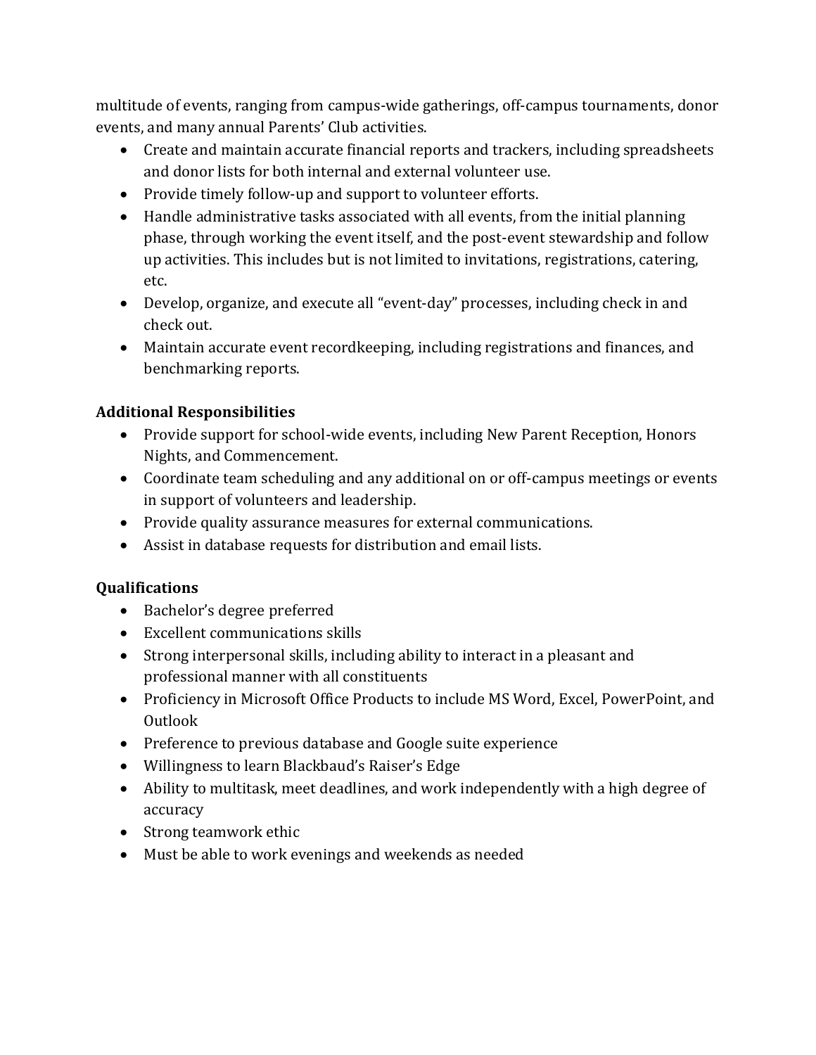multitude of events, ranging from campus-wide gatherings, off-campus tournaments, donor events, and many annual Parents' Club activities.

- Create and maintain accurate financial reports and trackers, including spreadsheets and donor lists for both internal and external volunteer use.
- Provide timely follow-up and support to volunteer efforts.
- Handle administrative tasks associated with all events, from the initial planning phase, through working the event itself, and the post-event stewardship and follow up activities. This includes but is not limited to invitations, registrations, catering, etc.
- Develop, organize, and execute all "event-day" processes, including check in and check out.
- Maintain accurate event recordkeeping, including registrations and finances, and benchmarking reports.

**Additional Responsibilities**

- Provide support for school-wide events, including New Parent Reception, Honors Nights, and Commencement.
- Coordinate team scheduling and any additional on or off-campus meetings or events in support of volunteers and leadership.
- Provide quality assurance measures for external communications.
- Assist in database requests for distribution and email lists.

**Qualifications**

- Bachelor's degree preferred
- Excellent communications skills
- Strong interpersonal skills, including ability to interact in a pleasant and professional manner with all constituents
- Proficiency in Microsoft Office Products to include MS Word, Excel, PowerPoint, and Outlook
- Preference to previous database and Google suite experience
- Willingness to learn Blackbaud's Raiser's Edge
- Ability to multitask, meet deadlines, and work independently with a high degree of accuracy
- Strong teamwork ethic
- Must be able to work evenings and weekends as needed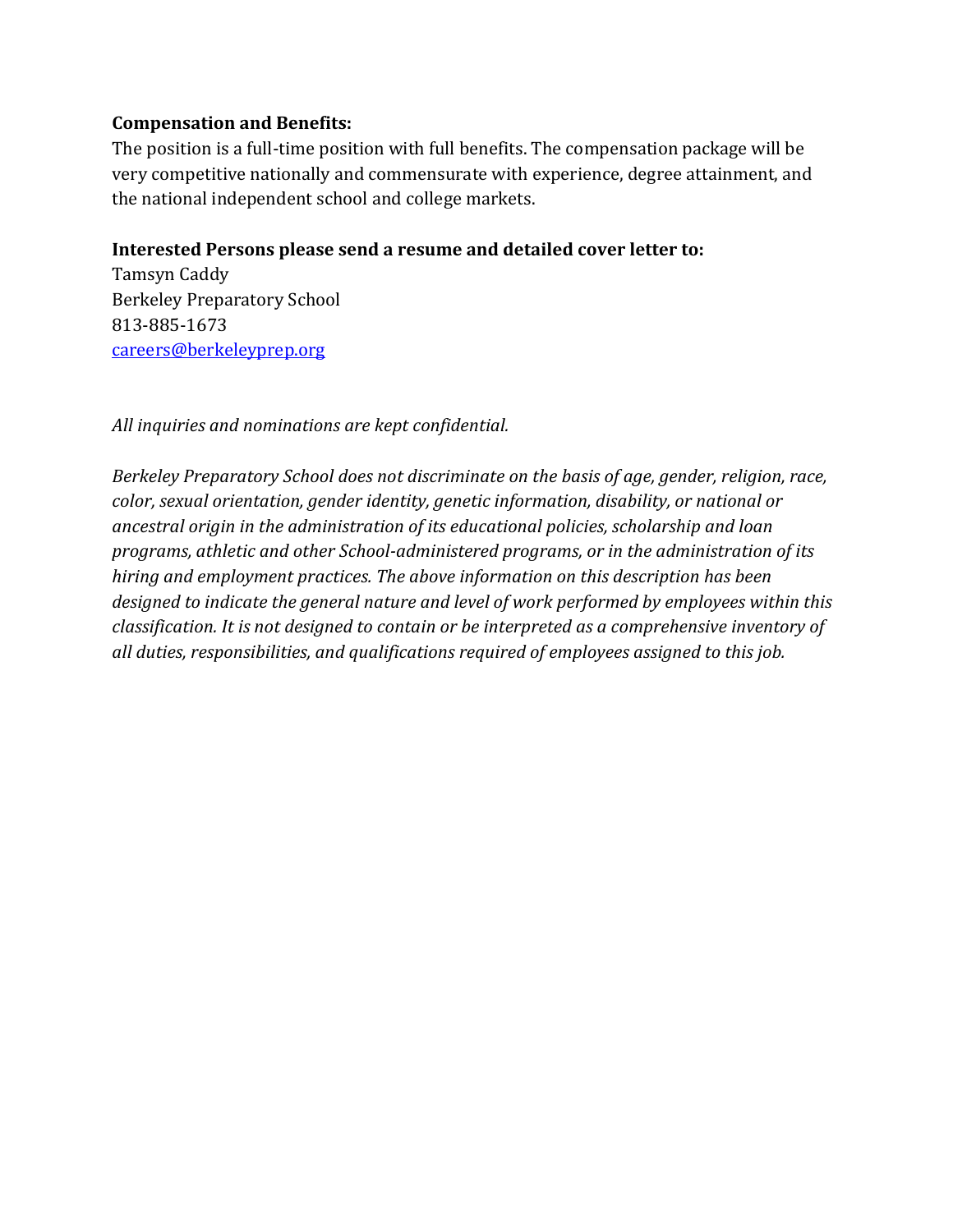**Compensation and Benefits:**
The position is a full-time position with full benefits. The compensation package will be very competitive nationally and commensurate with experience, degree attainment, and the national independent school and college markets.

**Interested Persons please send a resume and detailed cover letter to:**
Tamsyn Caddy
Berkeley Preparatory School
813-885-1673
careers@berkeleyprep.org

*All inquiries and nominations are kept confidential.*

*Berkeley Preparatory School does not discriminate on the basis of age, gender, religion, race, color, sexual orientation, gender identity, genetic information, disability, or national or ancestral origin in the administration of its educational policies, scholarship and loan programs, athletic and other School-administered programs, or in the administration of its hiring and employment practices. The above information on this description has been designed to indicate the general nature and level of work performed by employees within this classification. It is not designed to contain or be interpreted as a comprehensive inventory of all duties, responsibilities, and qualifications required of employees assigned to this job.*